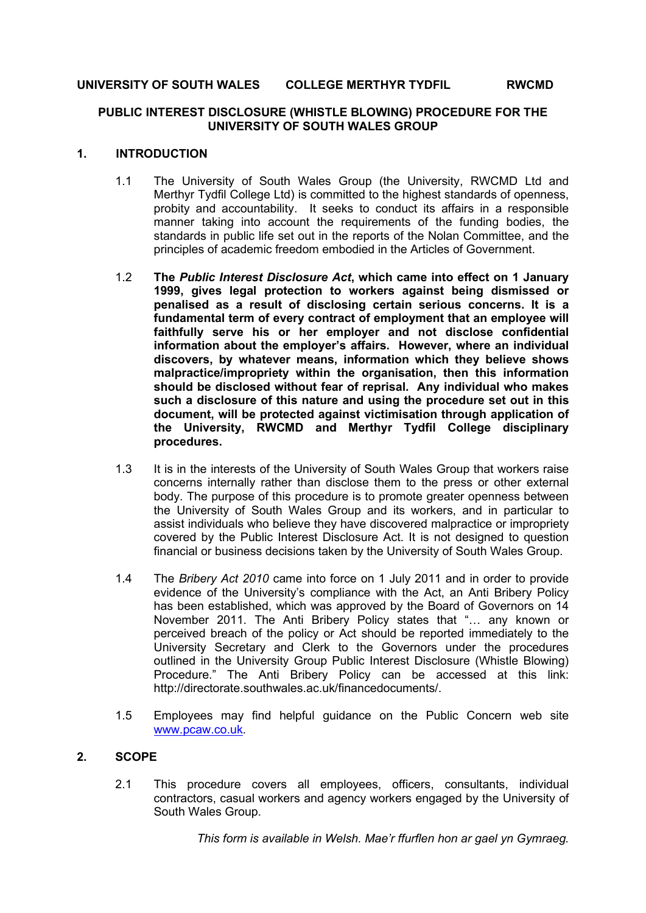**UNIVERSITY OF SOUTH WALES     COLLEGE MERTHYR TYDFIL     RWCMD**

# PUBLIC INTEREST DISCLOSURE (WHISTLE BLOWING) PROCEDURE FOR THE UNIVERSITY OF SOUTH WALES GROUP

## 1. INTRODUCTION

1.1 The University of South Wales Group (the University, RWCMD Ltd and Merthyr Tydfil College Ltd) is committed to the highest standards of openness, probity and accountability. It seeks to conduct its affairs in a responsible manner taking into account the requirements of the funding bodies, the standards in public life set out in the reports of the Nolan Committee, and the principles of academic freedom embodied in the Articles of Government.

1.2 **The *Public Interest Disclosure Act*, which came into effect on 1 January 1999, gives legal protection to workers against being dismissed or penalised as a result of disclosing certain serious concerns. It is a fundamental term of every contract of employment that an employee will faithfully serve his or her employer and not disclose confidential information about the employer's affairs. However, where an individual discovers, by whatever means, information which they believe shows malpractice/impropriety within the organisation, then this information should be disclosed without fear of reprisal. Any individual who makes such a disclosure of this nature and using the procedure set out in this document, will be protected against victimisation through application of the University, RWCMD and Merthyr Tydfil College disciplinary procedures.**

1.3 It is in the interests of the University of South Wales Group that workers raise concerns internally rather than disclose them to the press or other external body. The purpose of this procedure is to promote greater openness between the University of South Wales Group and its workers, and in particular to assist individuals who believe they have discovered malpractice or impropriety covered by the Public Interest Disclosure Act. It is not designed to question financial or business decisions taken by the University of South Wales Group.

1.4 The *Bribery Act 2010* came into force on 1 July 2011 and in order to provide evidence of the University's compliance with the Act, an Anti Bribery Policy has been established, which was approved by the Board of Governors on 14 November 2011. The Anti Bribery Policy states that "… any known or perceived breach of the policy or Act should be reported immediately to the University Secretary and Clerk to the Governors under the procedures outlined in the University Group Public Interest Disclosure (Whistle Blowing) Procedure." The Anti Bribery Policy can be accessed at this link: http://directorate.southwales.ac.uk/financedocuments/.

1.5 Employees may find helpful guidance on the Public Concern web site [www.pcaw.co.uk](www.pcaw.co.uk).

## 2. SCOPE

2.1 This procedure covers all employees, officers, consultants, individual contractors, casual workers and agency workers engaged by the University of South Wales Group.

*This form is available in Welsh. Mae'r ffurflen hon ar gael yn Gymraeg.*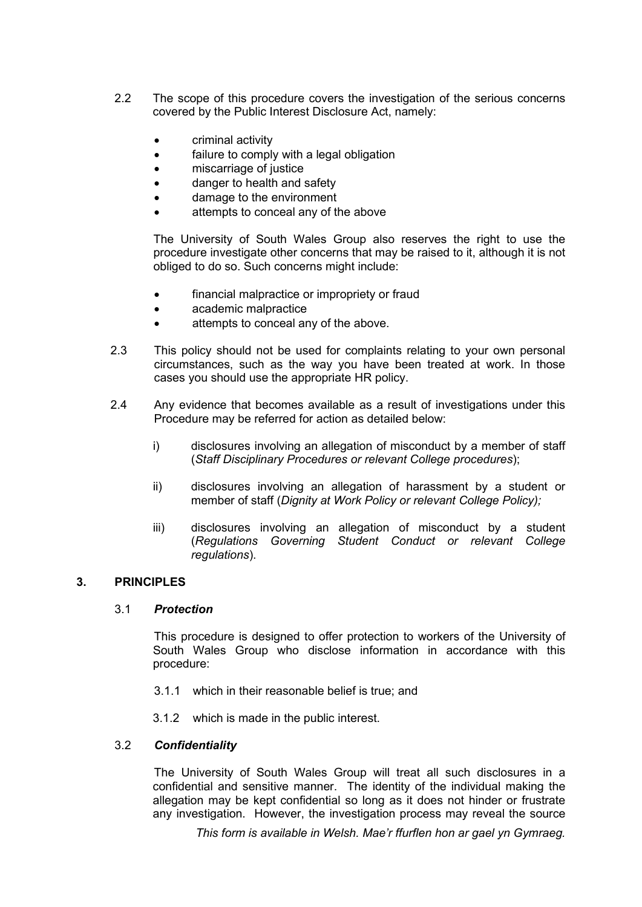2.2 The scope of this procedure covers the investigation of the serious concerns covered by the Public Interest Disclosure Act, namely:

- criminal activity
- failure to comply with a legal obligation
- miscarriage of justice
- danger to health and safety
- damage to the environment
- attempts to conceal any of the above

The University of South Wales Group also reserves the right to use the procedure investigate other concerns that may be raised to it, although it is not obliged to do so. Such concerns might include:

- financial malpractice or impropriety or fraud
- academic malpractice
- attempts to conceal any of the above.

2.3 This policy should not be used for complaints relating to your own personal circumstances, such as the way you have been treated at work. In those cases you should use the appropriate HR policy.

2.4 Any evidence that becomes available as a result of investigations under this Procedure may be referred for action as detailed below:

i) disclosures involving an allegation of misconduct by a member of staff (*Staff Disciplinary Procedures or relevant College procedures*);

ii) disclosures involving an allegation of harassment by a student or member of staff (*Dignity at Work Policy or relevant College Policy);*

iii) disclosures involving an allegation of misconduct by a student (*Regulations Governing Student Conduct or relevant College regulations*).

## 3. PRINCIPLES

### 3.1 *Protection*

This procedure is designed to offer protection to workers of the University of South Wales Group who disclose information in accordance with this procedure:

3.1.1 which in their reasonable belief is true; and

3.1.2 which is made in the public interest.

### 3.2 *Confidentiality*

The University of South Wales Group will treat all such disclosures in a confidential and sensitive manner. The identity of the individual making the allegation may be kept confidential so long as it does not hinder or frustrate any investigation. However, the investigation process may reveal the source

*This form is available in Welsh. Mae'r ffurflen hon ar gael yn Gymraeg.*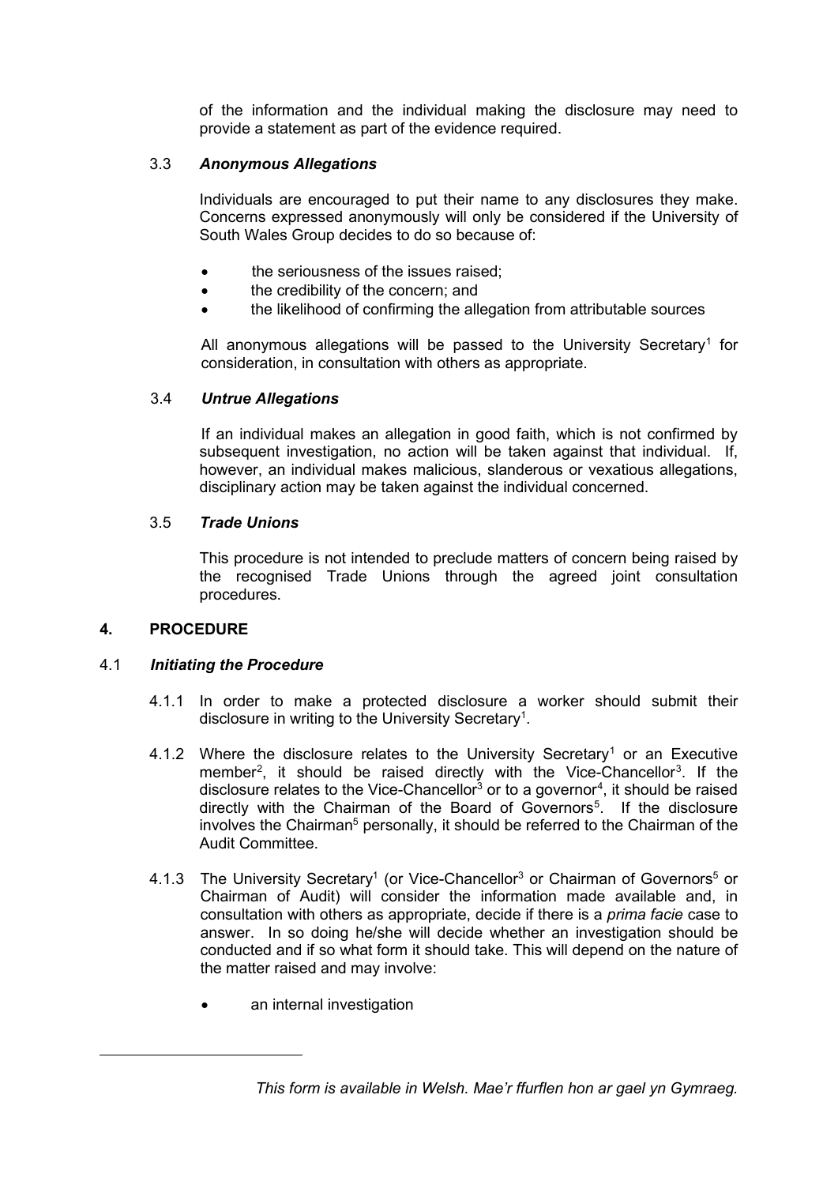of the information and the individual making the disclosure may need to provide a statement as part of the evidence required.

### 3.3 *Anonymous Allegations*

Individuals are encouraged to put their name to any disclosures they make. Concerns expressed anonymously will only be considered if the University of South Wales Group decides to do so because of:

- the seriousness of the issues raised;
- the credibility of the concern; and
- the likelihood of confirming the allegation from attributable sources

All anonymous allegations will be passed to the University Secretary[1] for consideration, in consultation with others as appropriate.

### 3.4 *Untrue Allegations*

If an individual makes an allegation in good faith, which is not confirmed by subsequent investigation, no action will be taken against that individual. If, however, an individual makes malicious, slanderous or vexatious allegations, disciplinary action may be taken against the individual concerned.

### 3.5 *Trade Unions*

This procedure is not intended to preclude matters of concern being raised by the recognised Trade Unions through the agreed joint consultation procedures.

## 4. PROCEDURE

### 4.1 *Initiating the Procedure*

4.1.1 In order to make a protected disclosure a worker should submit their disclosure in writing to the University Secretary[1].

4.1.2 Where the disclosure relates to the University Secretary[1] or an Executive member[2], it should be raised directly with the Vice-Chancellor[3]. If the disclosure relates to the Vice-Chancellor[3] or to a governor[4], it should be raised directly with the Chairman of the Board of Governors[5]. If the disclosure involves the Chairman[5] personally, it should be referred to the Chairman of the Audit Committee.

4.1.3 The University Secretary[1] (or Vice-Chancellor[3] or Chairman of Governors[5] or Chairman of Audit) will consider the information made available and, in consultation with others as appropriate, decide if there is a *prima facie* case to answer. In so doing he/she will decide whether an investigation should be conducted and if so what form it should take. This will depend on the nature of the matter raised and may involve:

- an internal investigation

*This form is available in Welsh. Mae'r ffurflen hon ar gael yn Gymraeg.*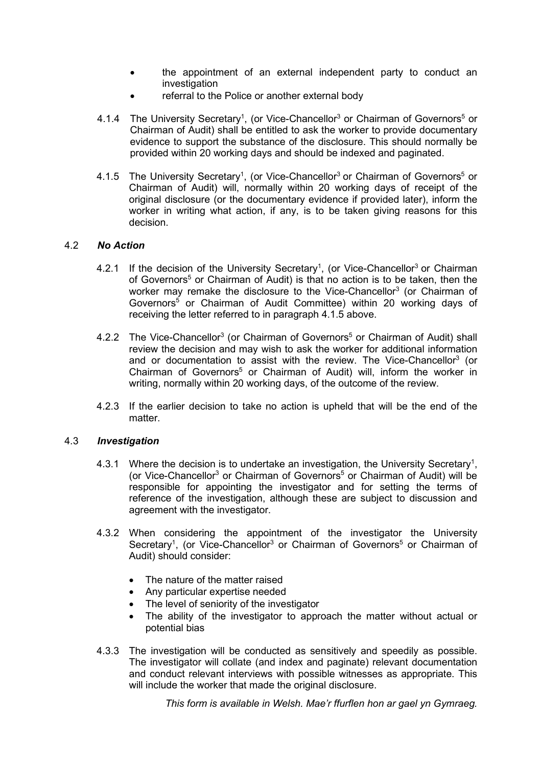- the appointment of an external independent party to conduct an investigation
- referral to the Police or another external body

4.1.4 The University Secretary[1], (or Vice-Chancellor[3] or Chairman of Governors[5] or Chairman of Audit) shall be entitled to ask the worker to provide documentary evidence to support the substance of the disclosure. This should normally be provided within 20 working days and should be indexed and paginated.

4.1.5 The University Secretary[1], (or Vice-Chancellor[3] or Chairman of Governors[5] or Chairman of Audit) will, normally within 20 working days of receipt of the original disclosure (or the documentary evidence if provided later), inform the worker in writing what action, if any, is to be taken giving reasons for this decision.

### 4.2 *No Action*

4.2.1 If the decision of the University Secretary[1], (or Vice-Chancellor[3] or Chairman of Governors[5] or Chairman of Audit) is that no action is to be taken, then the worker may remake the disclosure to the Vice-Chancellor[3] (or Chairman of Governors[5] or Chairman of Audit Committee) within 20 working days of receiving the letter referred to in paragraph 4.1.5 above.

4.2.2 The Vice-Chancellor[3] (or Chairman of Governors[5] or Chairman of Audit) shall review the decision and may wish to ask the worker for additional information and or documentation to assist with the review. The Vice-Chancellor[3] (or Chairman of Governors[5] or Chairman of Audit) will, inform the worker in writing, normally within 20 working days, of the outcome of the review.

4.2.3 If the earlier decision to take no action is upheld that will be the end of the matter.

### 4.3 *Investigation*

4.3.1 Where the decision is to undertake an investigation, the University Secretary[1], (or Vice-Chancellor[3] or Chairman of Governors[5] or Chairman of Audit) will be responsible for appointing the investigator and for setting the terms of reference of the investigation, although these are subject to discussion and agreement with the investigator.

4.3.2 When considering the appointment of the investigator the University Secretary[1], (or Vice-Chancellor[3] or Chairman of Governors[5] or Chairman of Audit) should consider:

- The nature of the matter raised
- Any particular expertise needed
- The level of seniority of the investigator
- The ability of the investigator to approach the matter without actual or potential bias

4.3.3 The investigation will be conducted as sensitively and speedily as possible. The investigator will collate (and index and paginate) relevant documentation and conduct relevant interviews with possible witnesses as appropriate. This will include the worker that made the original disclosure.

*This form is available in Welsh. Mae'r ffurflen hon ar gael yn Gymraeg.*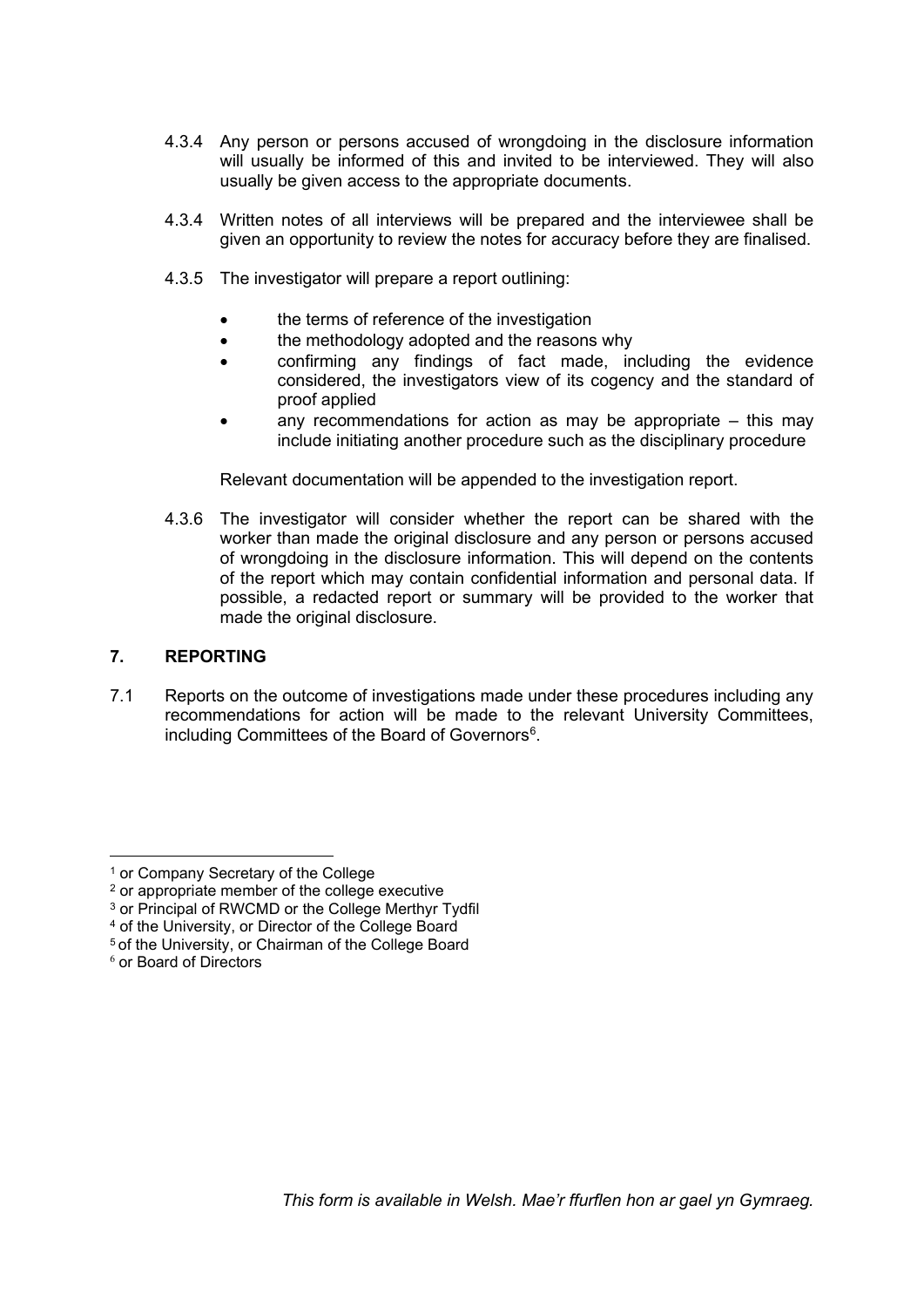4.3.4 Any person or persons accused of wrongdoing in the disclosure information will usually be informed of this and invited to be interviewed. They will also usually be given access to the appropriate documents.

4.3.4 Written notes of all interviews will be prepared and the interviewee shall be given an opportunity to review the notes for accuracy before they are finalised.

4.3.5 The investigator will prepare a report outlining:

- the terms of reference of the investigation
- the methodology adopted and the reasons why
- confirming any findings of fact made, including the evidence considered, the investigators view of its cogency and the standard of proof applied
- any recommendations for action as may be appropriate – this may include initiating another procedure such as the disciplinary procedure

Relevant documentation will be appended to the investigation report.

4.3.6 The investigator will consider whether the report can be shared with the worker than made the original disclosure and any person or persons accused of wrongdoing in the disclosure information. This will depend on the contents of the report which may contain confidential information and personal data. If possible, a redacted report or summary will be provided to the worker that made the original disclosure.

## 7. REPORTING

7.1 Reports on the outcome of investigations made under these procedures including any recommendations for action will be made to the relevant University Committees, including Committees of the Board of Governors[6].

---

[1] or Company Secretary of the College

[2] or appropriate member of the college executive

[3] or Principal of RWCMD or the College Merthyr Tydfil

[4] of the University, or Director of the College Board

[5] of the University, or Chairman of the College Board

[6] or Board of Directors

*This form is available in Welsh. Mae'r ffurflen hon ar gael yn Gymraeg.*